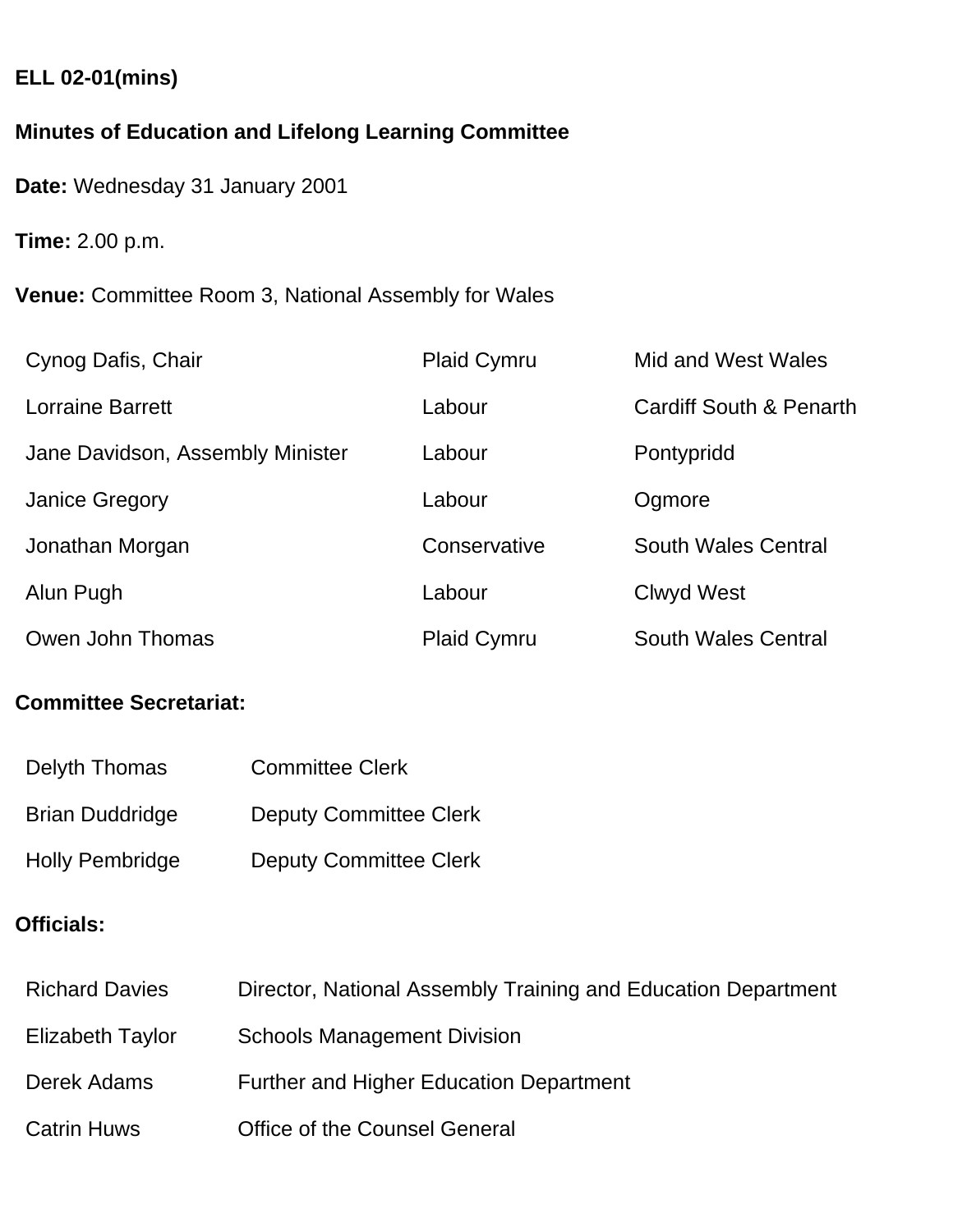**ELL 02-01(mins)**

**Minutes of Education and Lifelong Learning Committee**

**Date:** Wednesday 31 January 2001

**Time:** 2.00 p.m.

**Venue:** Committee Room 3, National Assembly for Wales

| | | |
|---|---|---|
| Cynog Dafis, Chair | Plaid Cymru | Mid and West Wales |
| Lorraine Barrett | Labour | Cardiff South & Penarth |
| Jane Davidson, Assembly Minister | Labour | Pontypridd |
| Janice Gregory | Labour | Ogmore |
| Jonathan Morgan | Conservative | South Wales Central |
| Alun Pugh | Labour | Clwyd West |
| Owen John Thomas | Plaid Cymru | South Wales Central |

**Committee Secretariat:**

| | |
|---|---|
| Delyth Thomas | Committee Clerk |
| Brian Duddridge | Deputy Committee Clerk |
| Holly Pembridge | Deputy Committee Clerk |

**Officials:**

| | |
|---|---|
| Richard Davies | Director, National Assembly Training and Education Department |
| Elizabeth Taylor | Schools Management Division |
| Derek Adams | Further and Higher Education Department |
| Catrin Huws | Office of the Counsel General |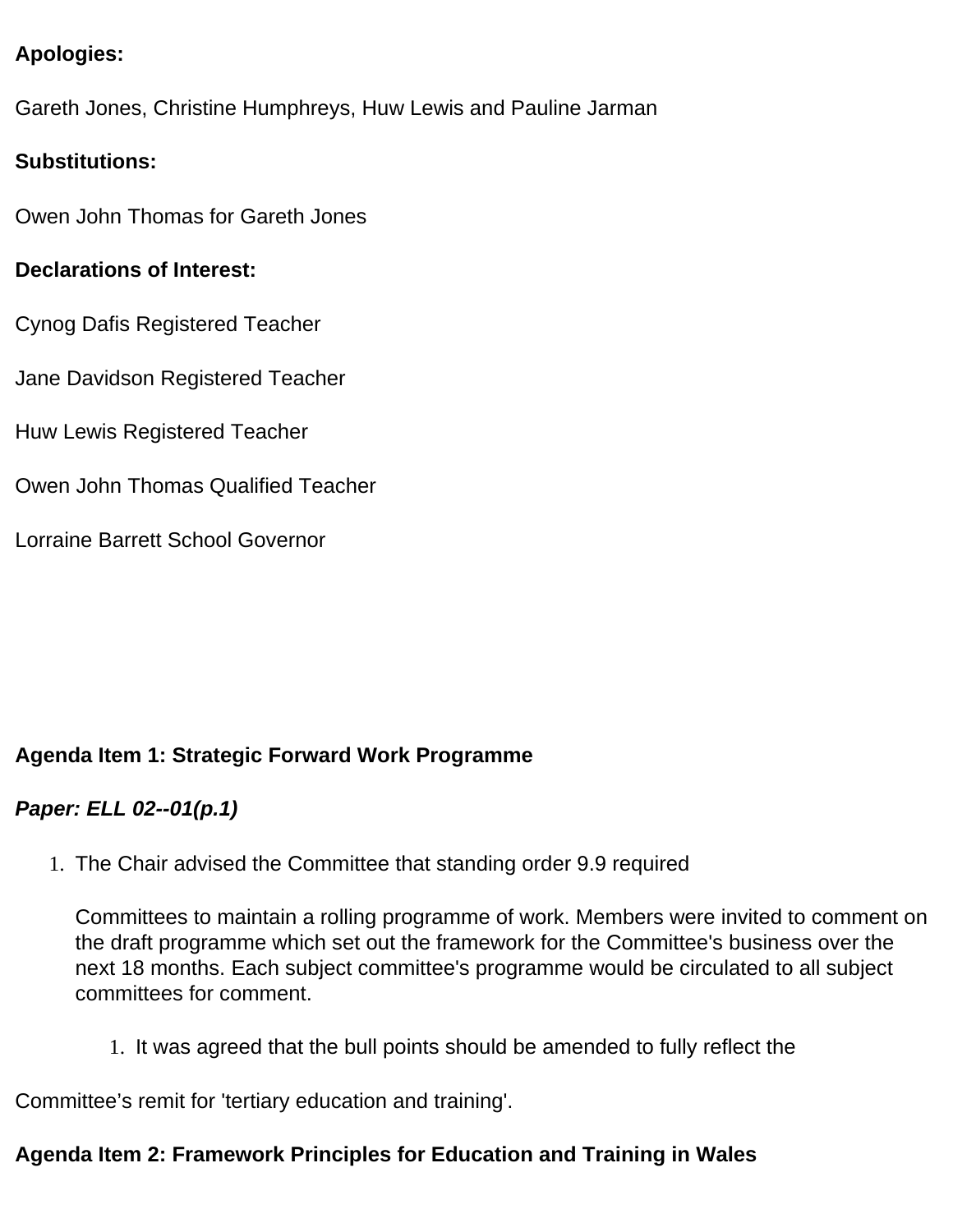**Apologies:**

Gareth Jones, Christine Humphreys, Huw Lewis and Pauline Jarman

**Substitutions:**

Owen John Thomas for Gareth Jones

**Declarations of Interest:**

Cynog Dafis Registered Teacher

Jane Davidson Registered Teacher

Huw Lewis Registered Teacher

Owen John Thomas Qualified Teacher

Lorraine Barrett School Governor

**Agenda Item 1: Strategic Forward Work Programme**

***Paper: ELL 02--01(p.1)***

1. The Chair advised the Committee that standing order 9.9 required

   Committees to maintain a rolling programme of work. Members were invited to comment on the draft programme which set out the framework for the Committee's business over the next 18 months. Each subject committee's programme would be circulated to all subject committees for comment.

   1. It was agreed that the bull points should be amended to fully reflect the

Committee’s remit for 'tertiary education and training'.

**Agenda Item 2: Framework Principles for Education and Training in Wales**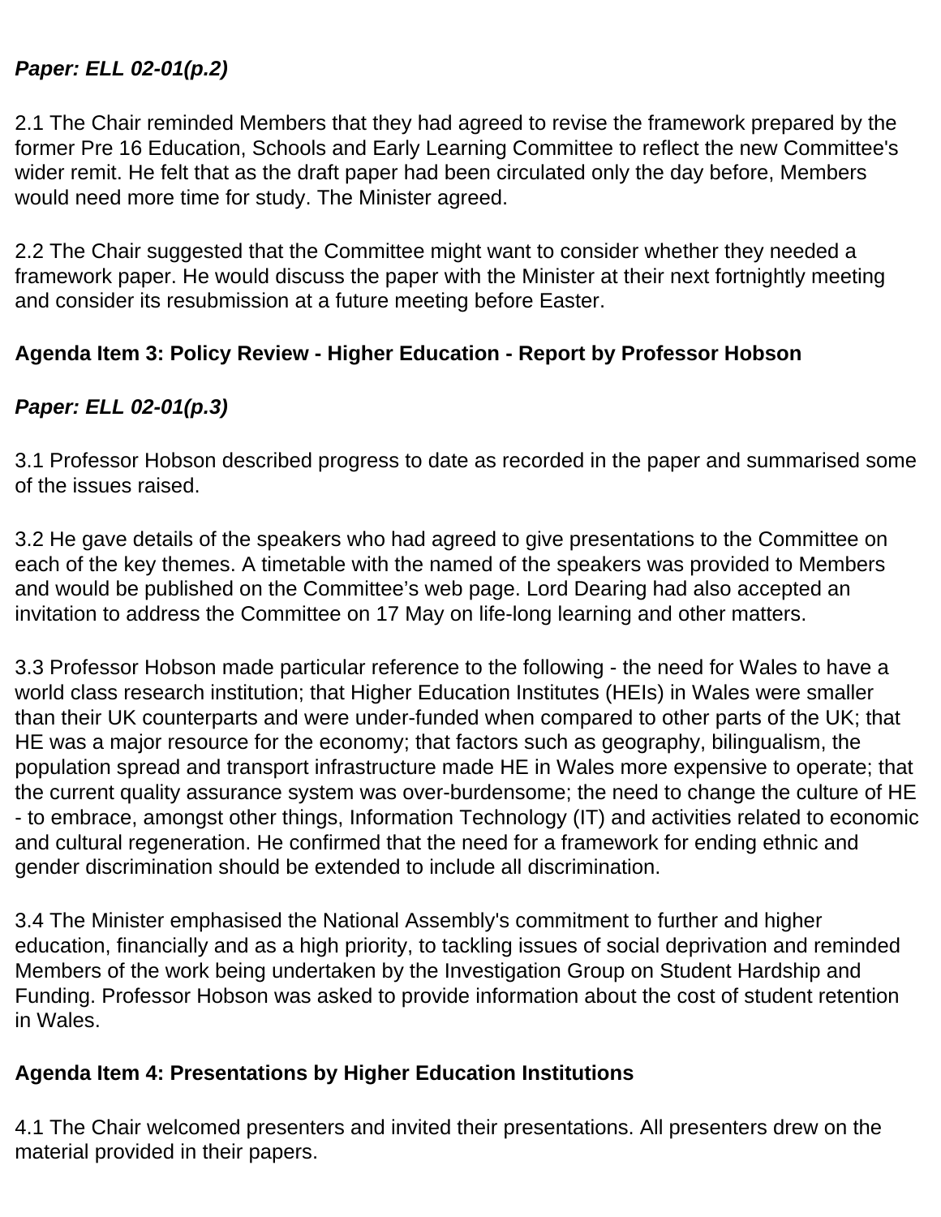***Paper: ELL 02-01(p.2)***

2.1 The Chair reminded Members that they had agreed to revise the framework prepared by the former Pre 16 Education, Schools and Early Learning Committee to reflect the new Committee's wider remit. He felt that as the draft paper had been circulated only the day before, Members would need more time for study. The Minister agreed.

2.2 The Chair suggested that the Committee might want to consider whether they needed a framework paper. He would discuss the paper with the Minister at their next fortnightly meeting and consider its resubmission at a future meeting before Easter.

**Agenda Item 3: Policy Review - Higher Education - Report by Professor Hobson**

***Paper: ELL 02-01(p.3)***

3.1 Professor Hobson described progress to date as recorded in the paper and summarised some of the issues raised.

3.2 He gave details of the speakers who had agreed to give presentations to the Committee on each of the key themes. A timetable with the named of the speakers was provided to Members and would be published on the Committee’s web page. Lord Dearing had also accepted an invitation to address the Committee on 17 May on life-long learning and other matters.

3.3 Professor Hobson made particular reference to the following - the need for Wales to have a world class research institution; that Higher Education Institutes (HEIs) in Wales were smaller than their UK counterparts and were under-funded when compared to other parts of the UK; that HE was a major resource for the economy; that factors such as geography, bilingualism, the population spread and transport infrastructure made HE in Wales more expensive to operate; that the current quality assurance system was over-burdensome; the need to change the culture of HE - to embrace, amongst other things, Information Technology (IT) and activities related to economic and cultural regeneration. He confirmed that the need for a framework for ending ethnic and gender discrimination should be extended to include all discrimination.

3.4 The Minister emphasised the National Assembly's commitment to further and higher education, financially and as a high priority, to tackling issues of social deprivation and reminded Members of the work being undertaken by the Investigation Group on Student Hardship and Funding. Professor Hobson was asked to provide information about the cost of student retention in Wales.

**Agenda Item 4: Presentations by Higher Education Institutions**

4.1 The Chair welcomed presenters and invited their presentations. All presenters drew on the material provided in their papers.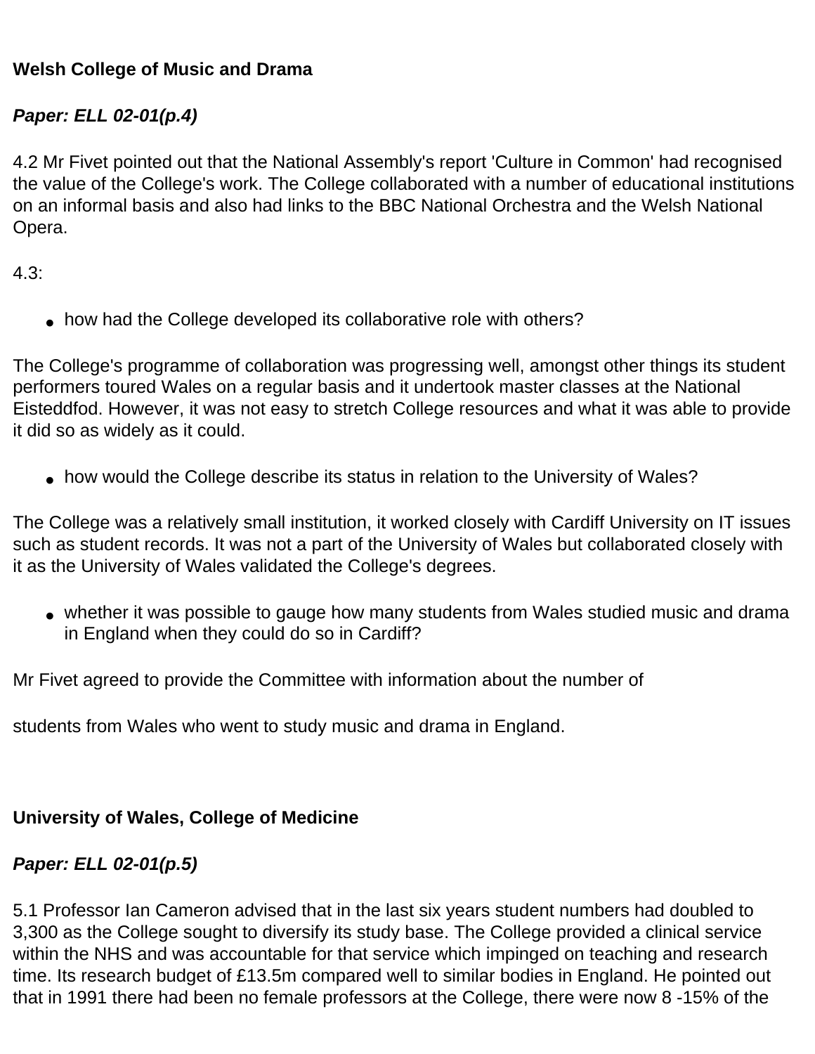**Welsh College of Music and Drama**

***Paper: ELL 02-01(p.4)***

4.2 Mr Fivet pointed out that the National Assembly's report 'Culture in Common' had recognised the value of the College's work. The College collaborated with a number of educational institutions on an informal basis and also had links to the BBC National Orchestra and the Welsh National Opera.

4.3:

- how had the College developed its collaborative role with others?

The College's programme of collaboration was progressing well, amongst other things its student performers toured Wales on a regular basis and it undertook master classes at the National Eisteddfod. However, it was not easy to stretch College resources and what it was able to provide it did so as widely as it could.

- how would the College describe its status in relation to the University of Wales?

The College was a relatively small institution, it worked closely with Cardiff University on IT issues such as student records. It was not a part of the University of Wales but collaborated closely with it as the University of Wales validated the College's degrees.

- whether it was possible to gauge how many students from Wales studied music and drama in England when they could do so in Cardiff?

Mr Fivet agreed to provide the Committee with information about the number of

students from Wales who went to study music and drama in England.

**University of Wales, College of Medicine**

***Paper: ELL 02-01(p.5)***

5.1 Professor Ian Cameron advised that in the last six years student numbers had doubled to 3,300 as the College sought to diversify its study base. The College provided a clinical service within the NHS and was accountable for that service which impinged on teaching and research time. Its research budget of £13.5m compared well to similar bodies in England. He pointed out that in 1991 there had been no female professors at the College, there were now 8 -15% of the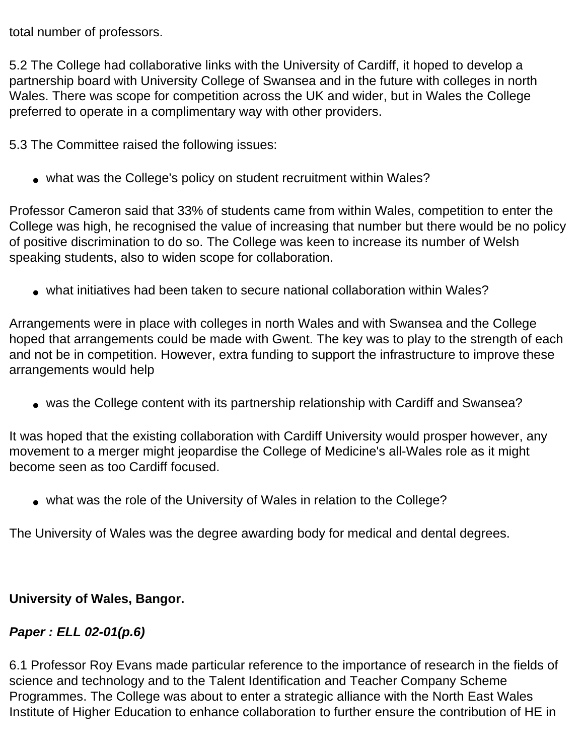total number of professors.

5.2 The College had collaborative links with the University of Cardiff, it hoped to develop a partnership board with University College of Swansea and in the future with colleges in north Wales. There was scope for competition across the UK and wider, but in Wales the College preferred to operate in a complimentary way with other providers.

5.3 The Committee raised the following issues:

- what was the College's policy on student recruitment within Wales?

Professor Cameron said that 33% of students came from within Wales, competition to enter the College was high, he recognised the value of increasing that number but there would be no policy of positive discrimination to do so. The College was keen to increase its number of Welsh speaking students, also to widen scope for collaboration.

- what initiatives had been taken to secure national collaboration within Wales?

Arrangements were in place with colleges in north Wales and with Swansea and the College hoped that arrangements could be made with Gwent. The key was to play to the strength of each and not be in competition. However, extra funding to support the infrastructure to improve these arrangements would help

- was the College content with its partnership relationship with Cardiff and Swansea?

It was hoped that the existing collaboration with Cardiff University would prosper however, any movement to a merger might jeopardise the College of Medicine's all-Wales role as it might become seen as too Cardiff focused.

- what was the role of the University of Wales in relation to the College?

The University of Wales was the degree awarding body for medical and dental degrees.

**University of Wales, Bangor.**

***Paper : ELL 02-01(p.6)***

6.1 Professor Roy Evans made particular reference to the importance of research in the fields of science and technology and to the Talent Identification and Teacher Company Scheme Programmes. The College was about to enter a strategic alliance with the North East Wales Institute of Higher Education to enhance collaboration to further ensure the contribution of HE in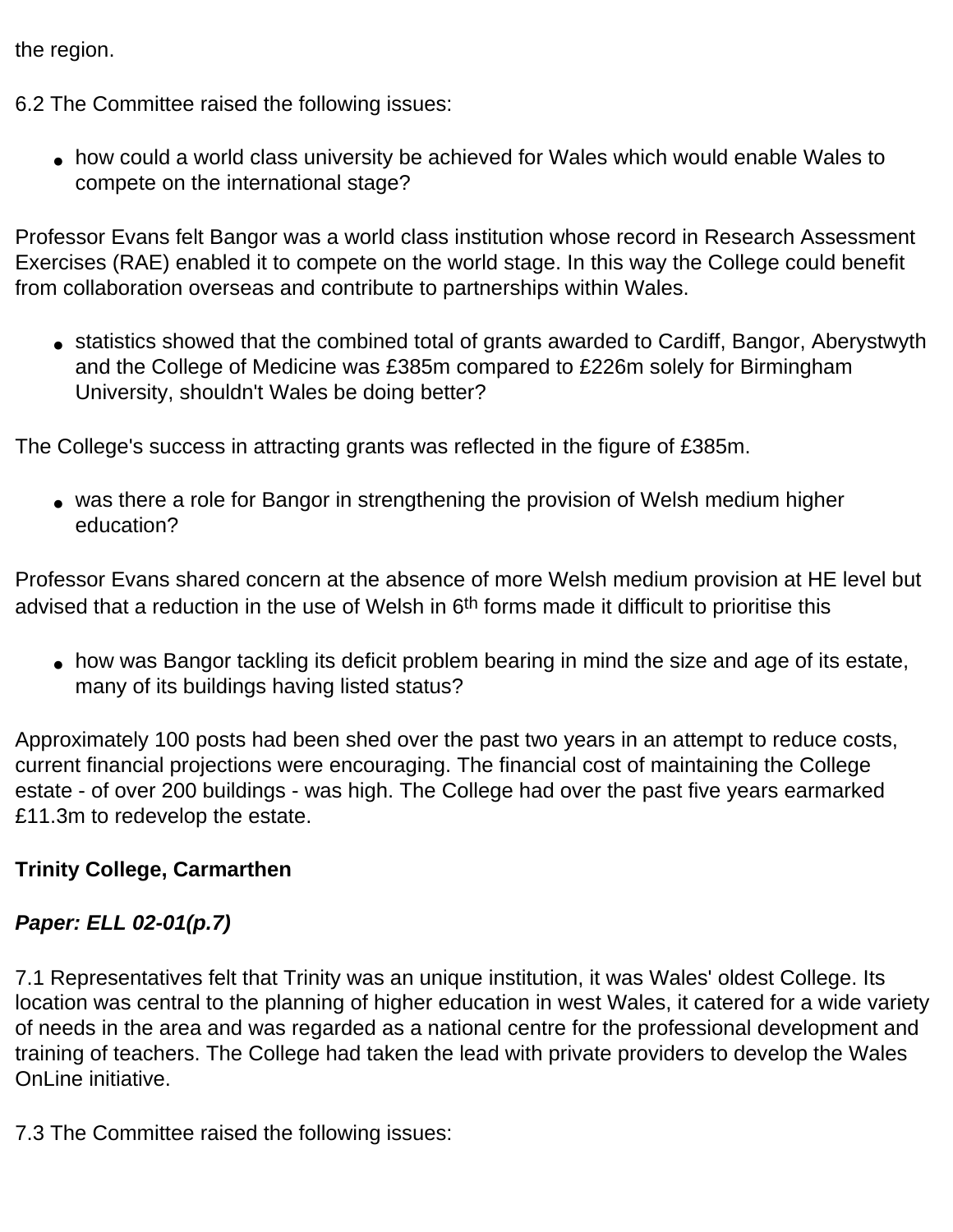the region.

6.2 The Committee raised the following issues:

- how could a world class university be achieved for Wales which would enable Wales to compete on the international stage?

Professor Evans felt Bangor was a world class institution whose record in Research Assessment Exercises (RAE) enabled it to compete on the world stage. In this way the College could benefit from collaboration overseas and contribute to partnerships within Wales.

- statistics showed that the combined total of grants awarded to Cardiff, Bangor, Aberystwyth and the College of Medicine was £385m compared to £226m solely for Birmingham University, shouldn't Wales be doing better?

The College's success in attracting grants was reflected in the figure of £385m.

- was there a role for Bangor in strengthening the provision of Welsh medium higher education?

Professor Evans shared concern at the absence of more Welsh medium provision at HE level but advised that a reduction in the use of Welsh in 6th forms made it difficult to prioritise this

- how was Bangor tackling its deficit problem bearing in mind the size and age of its estate, many of its buildings having listed status?

Approximately 100 posts had been shed over the past two years in an attempt to reduce costs, current financial projections were encouraging. The financial cost of maintaining the College estate - of over 200 buildings - was high. The College had over the past five years earmarked £11.3m to redevelop the estate.

**Trinity College, Carmarthen**

***Paper: ELL 02-01(p.7)***

7.1 Representatives felt that Trinity was an unique institution, it was Wales' oldest College. Its location was central to the planning of higher education in west Wales, it catered for a wide variety of needs in the area and was regarded as a national centre for the professional development and training of teachers. The College had taken the lead with private providers to develop the Wales OnLine initiative.

7.3 The Committee raised the following issues: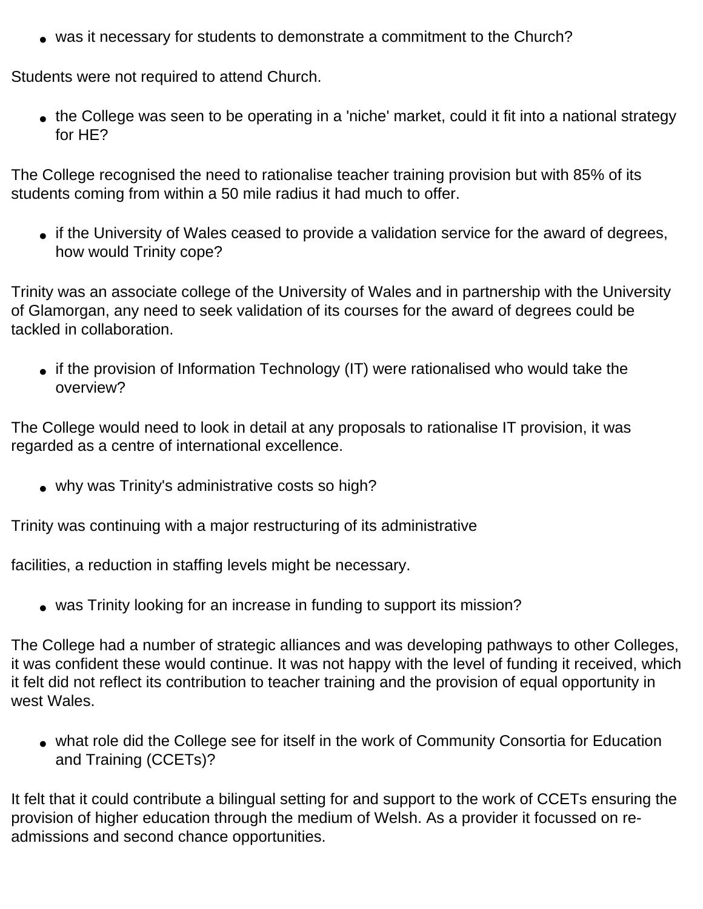- was it necessary for students to demonstrate a commitment to the Church?

Students were not required to attend Church.

- the College was seen to be operating in a 'niche' market, could it fit into a national strategy for HE?

The College recognised the need to rationalise teacher training provision but with 85% of its students coming from within a 50 mile radius it had much to offer.

- if the University of Wales ceased to provide a validation service for the award of degrees, how would Trinity cope?

Trinity was an associate college of the University of Wales and in partnership with the University of Glamorgan, any need to seek validation of its courses for the award of degrees could be tackled in collaboration.

- if the provision of Information Technology (IT) were rationalised who would take the overview?

The College would need to look in detail at any proposals to rationalise IT provision, it was regarded as a centre of international excellence.

- why was Trinity's administrative costs so high?

Trinity was continuing with a major restructuring of its administrative

facilities, a reduction in staffing levels might be necessary.

- was Trinity looking for an increase in funding to support its mission?

The College had a number of strategic alliances and was developing pathways to other Colleges, it was confident these would continue. It was not happy with the level of funding it received, which it felt did not reflect its contribution to teacher training and the provision of equal opportunity in west Wales.

- what role did the College see for itself in the work of Community Consortia for Education and Training (CCETs)?

It felt that it could contribute a bilingual setting for and support to the work of CCETs ensuring the provision of higher education through the medium of Welsh. As a provider it focussed on re-admissions and second chance opportunities.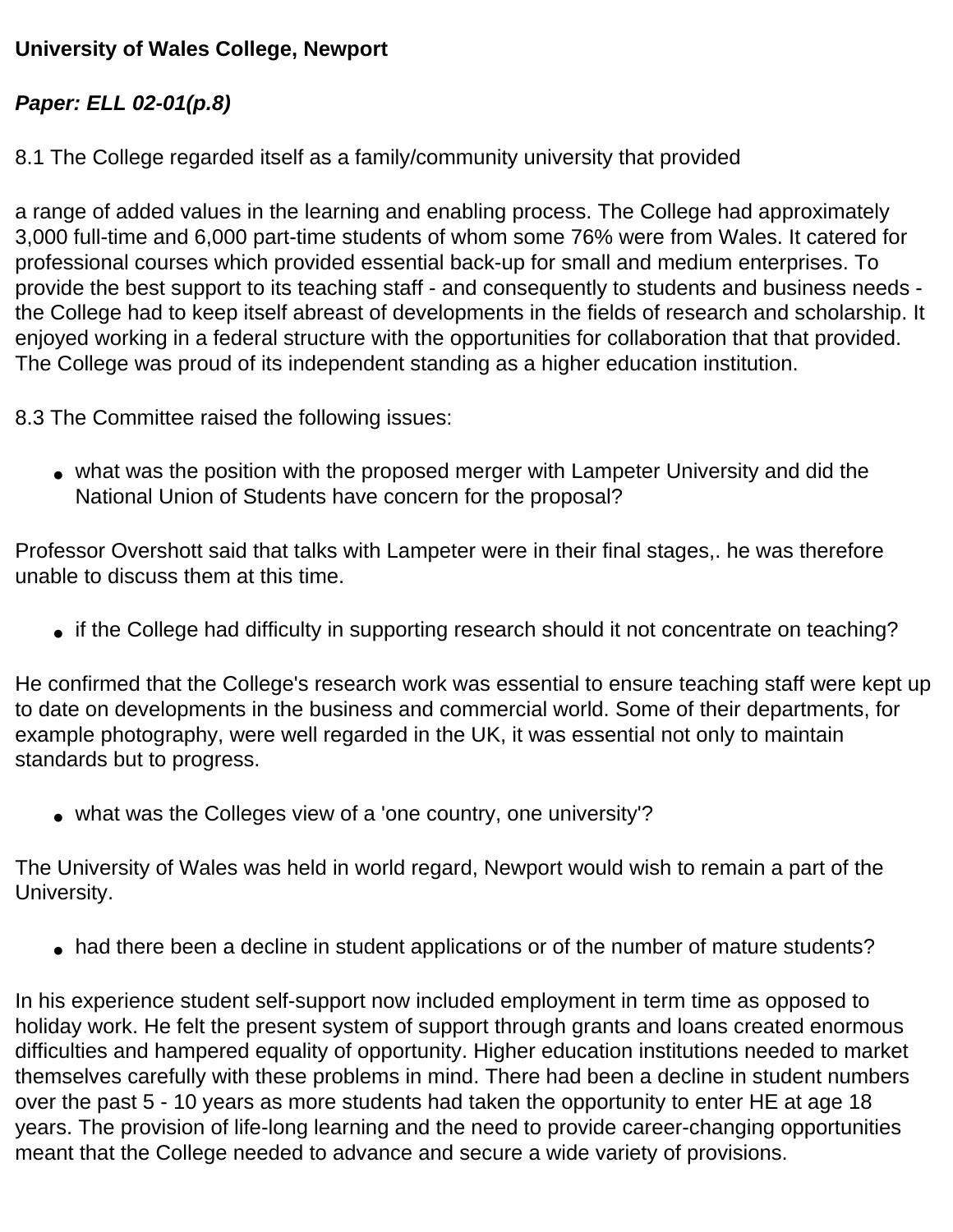**University of Wales College, Newport**

***Paper: ELL 02-01(p.8)***

8.1 The College regarded itself as a family/community university that provided

a range of added values in the learning and enabling process. The College had approximately 3,000 full-time and 6,000 part-time students of whom some 76% were from Wales. It catered for professional courses which provided essential back-up for small and medium enterprises. To provide the best support to its teaching staff - and consequently to students and business needs - the College had to keep itself abreast of developments in the fields of research and scholarship. It enjoyed working in a federal structure with the opportunities for collaboration that that provided. The College was proud of its independent standing as a higher education institution.

8.3 The Committee raised the following issues:

- what was the position with the proposed merger with Lampeter University and did the National Union of Students have concern for the proposal?

Professor Overshott said that talks with Lampeter were in their final stages,. he was therefore unable to discuss them at this time.

- if the College had difficulty in supporting research should it not concentrate on teaching?

He confirmed that the College's research work was essential to ensure teaching staff were kept up to date on developments in the business and commercial world. Some of their departments, for example photography, were well regarded in the UK, it was essential not only to maintain standards but to progress.

- what was the Colleges view of a 'one country, one university'?

The University of Wales was held in world regard, Newport would wish to remain a part of the University.

- had there been a decline in student applications or of the number of mature students?

In his experience student self-support now included employment in term time as opposed to holiday work. He felt the present system of support through grants and loans created enormous difficulties and hampered equality of opportunity. Higher education institutions needed to market themselves carefully with these problems in mind. There had been a decline in student numbers over the past 5 - 10 years as more students had taken the opportunity to enter HE at age 18 years. The provision of life-long learning and the need to provide career-changing opportunities meant that the College needed to advance and secure a wide variety of provisions.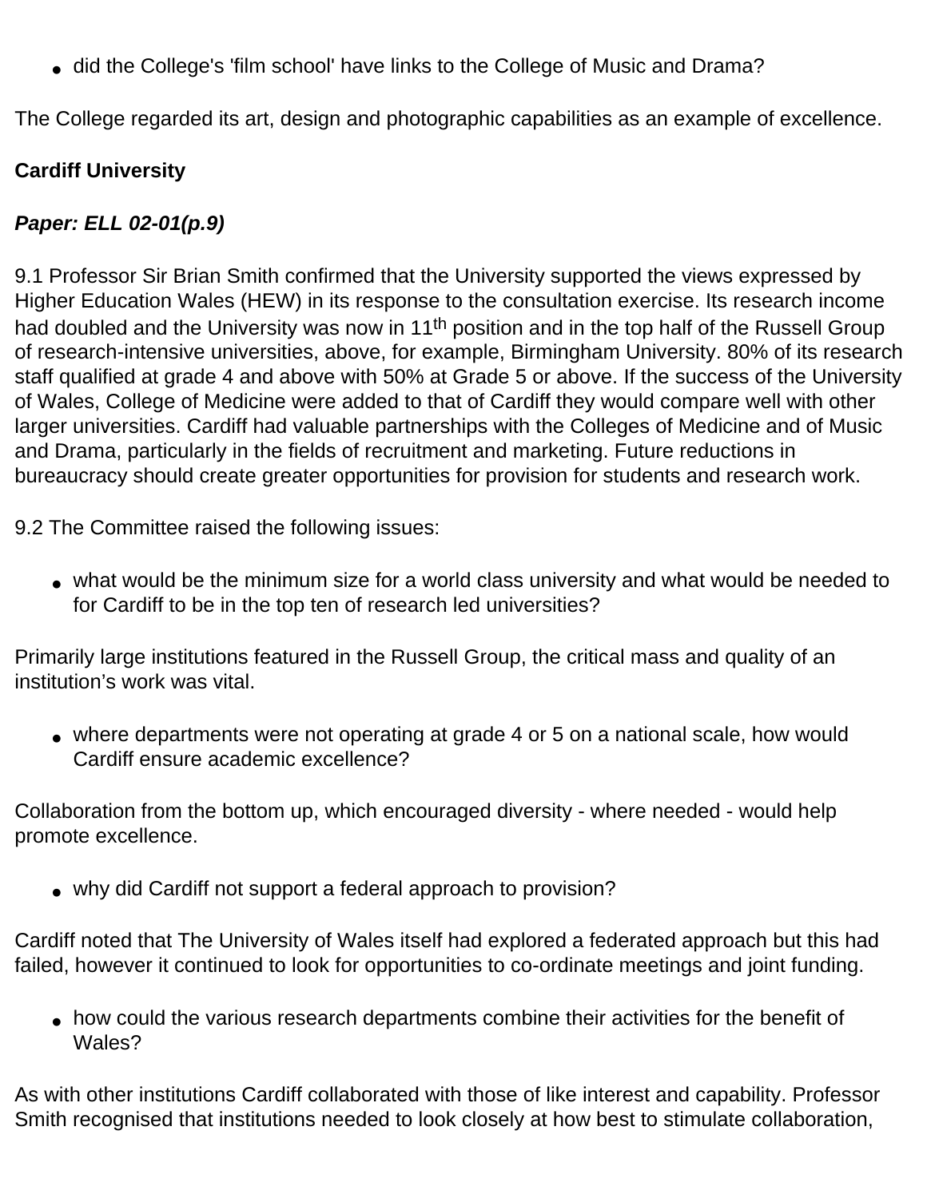- did the College's 'film school' have links to the College of Music and Drama?

The College regarded its art, design and photographic capabilities as an example of excellence.

**Cardiff University**

***Paper: ELL 02-01(p.9)***

9.1 Professor Sir Brian Smith confirmed that the University supported the views expressed by Higher Education Wales (HEW) in its response to the consultation exercise. Its research income had doubled and the University was now in 11th position and in the top half of the Russell Group of research-intensive universities, above, for example, Birmingham University. 80% of its research staff qualified at grade 4 and above with 50% at Grade 5 or above. If the success of the University of Wales, College of Medicine were added to that of Cardiff they would compare well with other larger universities. Cardiff had valuable partnerships with the Colleges of Medicine and of Music and Drama, particularly in the fields of recruitment and marketing. Future reductions in bureaucracy should create greater opportunities for provision for students and research work.

9.2 The Committee raised the following issues:

- what would be the minimum size for a world class university and what would be needed to for Cardiff to be in the top ten of research led universities?

Primarily large institutions featured in the Russell Group, the critical mass and quality of an institution's work was vital.

- where departments were not operating at grade 4 or 5 on a national scale, how would Cardiff ensure academic excellence?

Collaboration from the bottom up, which encouraged diversity - where needed - would help promote excellence.

- why did Cardiff not support a federal approach to provision?

Cardiff noted that The University of Wales itself had explored a federated approach but this had failed, however it continued to look for opportunities to co-ordinate meetings and joint funding.

- how could the various research departments combine their activities for the benefit of Wales?

As with other institutions Cardiff collaborated with those of like interest and capability. Professor Smith recognised that institutions needed to look closely at how best to stimulate collaboration,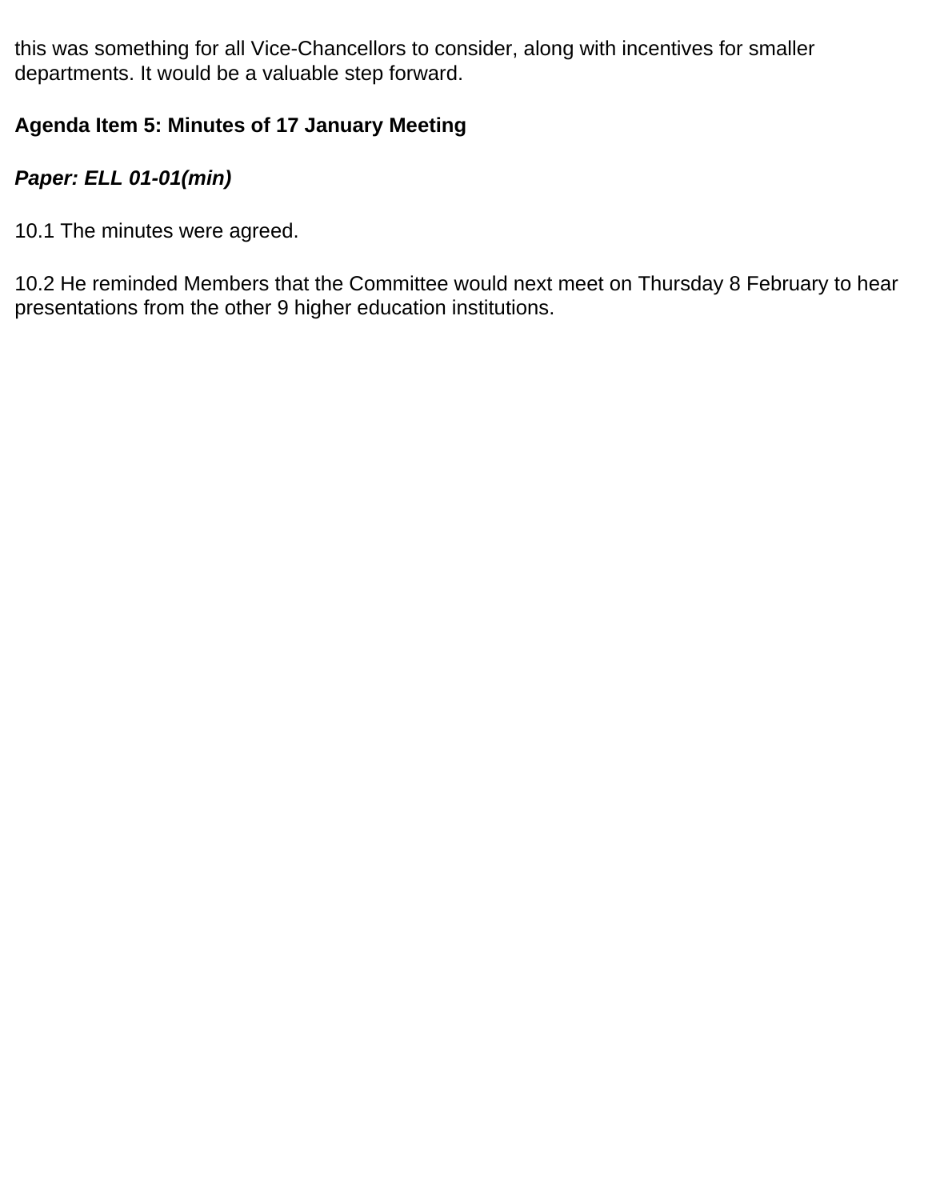this was something for all Vice-Chancellors to consider, along with incentives for smaller departments. It would be a valuable step forward.

**Agenda Item 5: Minutes of 17 January Meeting**

***Paper: ELL 01-01(min)***

10.1 The minutes were agreed.

10.2 He reminded Members that the Committee would next meet on Thursday 8 February to hear presentations from the other 9 higher education institutions.